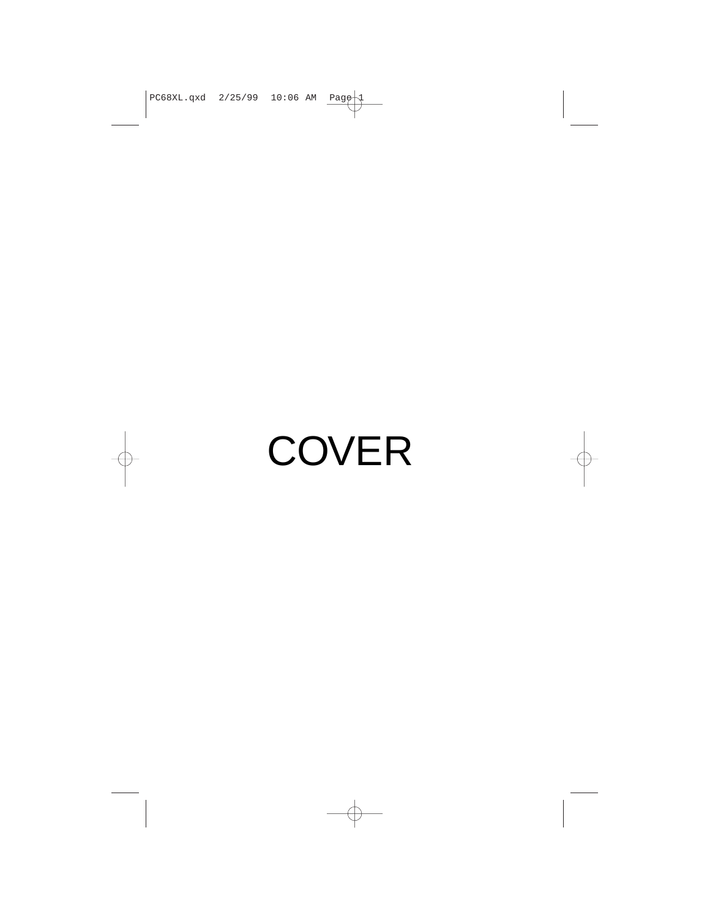# COVER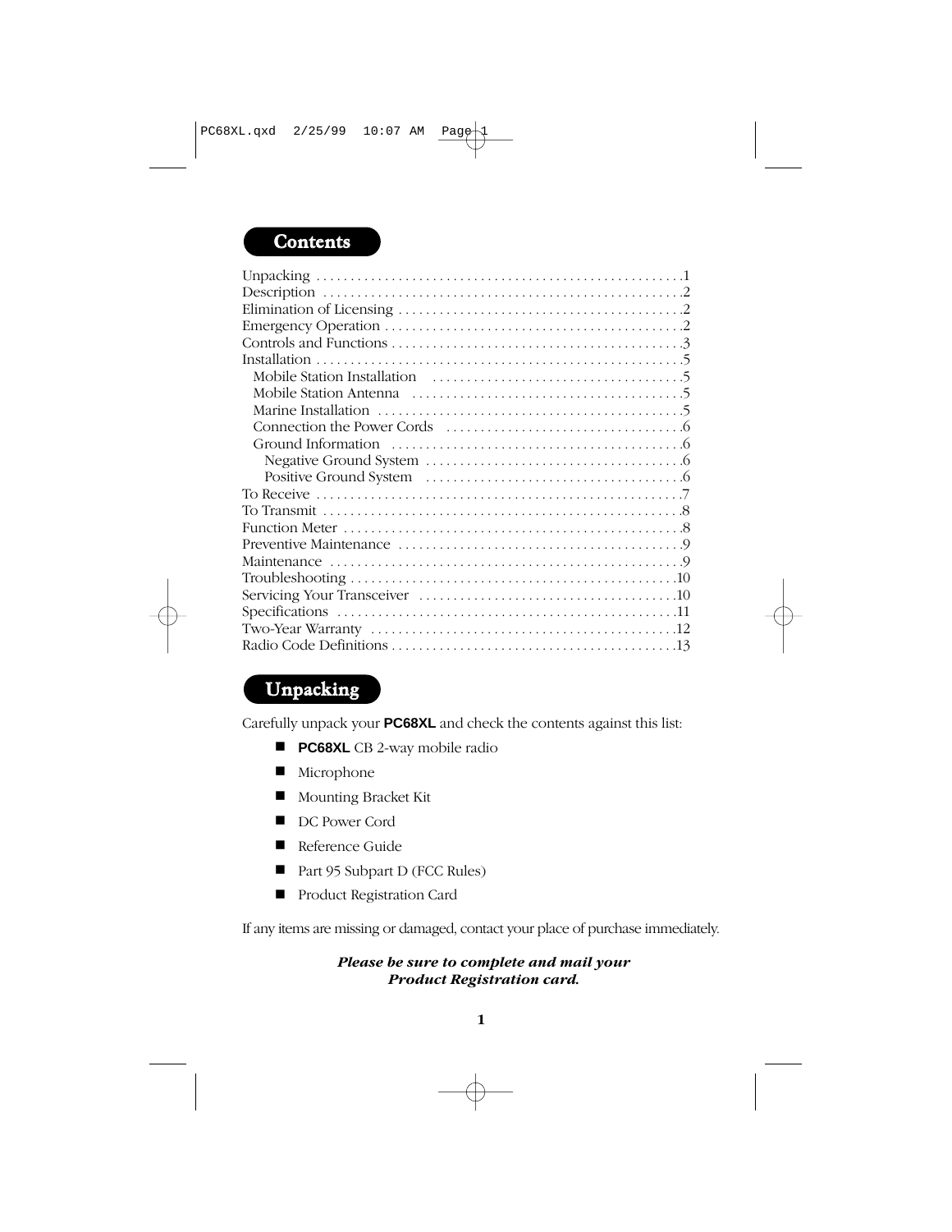## Contents

| | |
|---|---|
| Unpacking | 1 |
| Description | 2 |
| Elimination of Licensing | 2 |
| Emergency Operation | 2 |
| Controls and Functions | 3 |
| Installation | 5 |
| Mobile Station Installation | 5 |
| Mobile Station Antenna | 5 |
| Marine Installation | 5 |
| Connection the Power Cords | 6 |
| Ground Information | 6 |
| Negative Ground System | 6 |
| Positive Ground System | 6 |
| To Receive | 7 |
| To Transmit | 8 |
| Function Meter | 8 |
| Preventive Maintenance | 9 |
| Maintenance | 9 |
| Troubleshooting | 10 |
| Servicing Your Transceiver | 10 |
| Specifications | 11 |
| Two-Year Warranty | 12 |
| Radio Code Definitions | 13 |

## Unpacking

Carefully unpack your **PC68XL** and check the contents against this list:

- **PC68XL** CB 2-way mobile radio
- Microphone
- Mounting Bracket Kit
- DC Power Cord
- Reference Guide
- Part 95 Subpart D (FCC Rules)
- Product Registration Card

If any items are missing or damaged, contact your place of purchase immediately.

***Please be sure to complete and mail your Product Registration card.***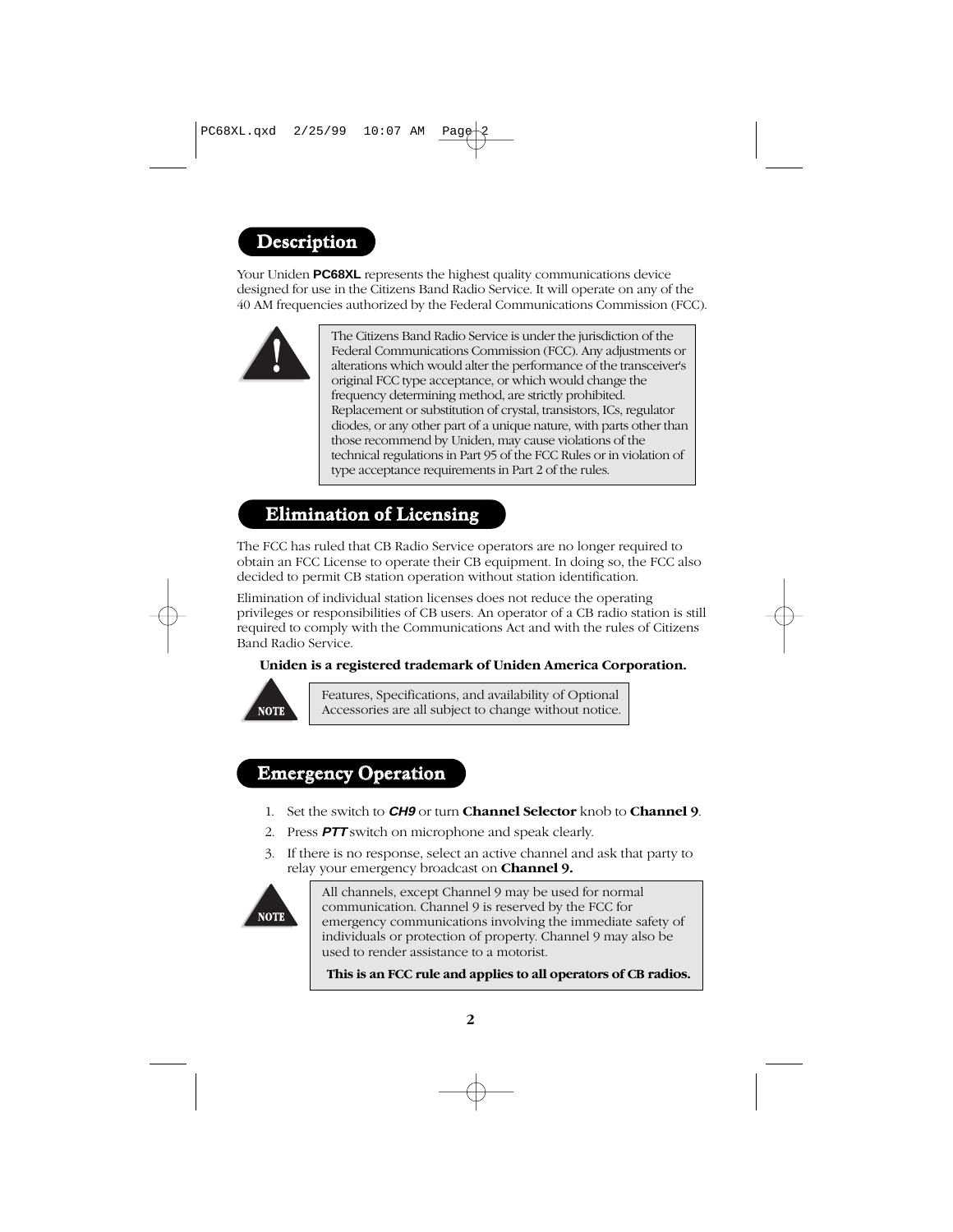## Description

Your Uniden **PC68XL** represents the highest quality communications device designed for use in the Citizens Band Radio Service. It will operate on any of the 40 AM frequencies authorized by the Federal Communications Commission (FCC).

> The Citizens Band Radio Service is under the jurisdiction of the Federal Communications Commission (FCC). Any adjustments or alterations which would alter the performance of the transceiver's original FCC type acceptance, or which would change the frequency determining method, are strictly prohibited. Replacement or substitution of crystal, transistors, ICs, regulator diodes, or any other part of a unique nature, with parts other than those recommend by Uniden, may cause violations of the technical regulations in Part 95 of the FCC Rules or in violation of type acceptance requirements in Part 2 of the rules.

## Elimination of Licensing

The FCC has ruled that CB Radio Service operators are no longer required to obtain an FCC License to operate their CB equipment. In doing so, the FCC also decided to permit CB station operation without station identification.

Elimination of individual station licenses does not reduce the operating privileges or responsibilities of CB users. An operator of a CB radio station is still required to comply with the Communications Act and with the rules of Citizens Band Radio Service.

**Uniden is a registered trademark of Uniden America Corporation.**

> **NOTE** Features, Specifications, and availability of Optional Accessories are all subject to change without notice.

## Emergency Operation

1. Set the switch to ***CH9*** or turn **Channel Selector** knob to **Channel 9**.
2. Press ***PTT*** switch on microphone and speak clearly.
3. If there is no response, select an active channel and ask that party to relay your emergency broadcast on **Channel 9.**

> **NOTE** All channels, except Channel 9 may be used for normal communication. Channel 9 is reserved by the FCC for emergency communications involving the immediate safety of individuals or protection of property. Channel 9 may also be used to render assistance to a motorist.
>
> **This is an FCC rule and applies to all operators of CB radios.**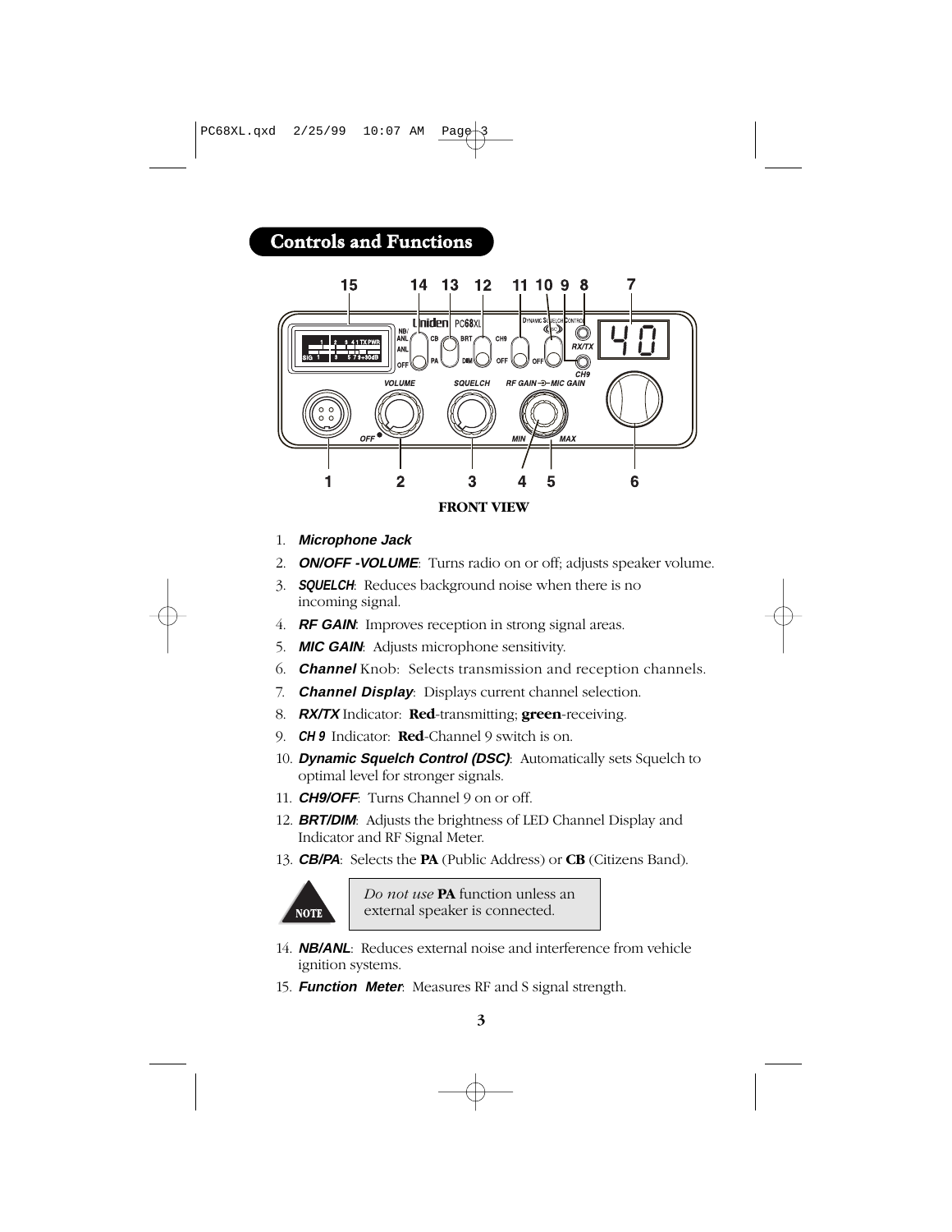## Controls and Functions

**FRONT VIEW**

1. ***Microphone Jack***
2. ***ON/OFF -VOLUME***: Turns radio on or off; adjusts speaker volume.
3. ***SQUELCH***: Reduces background noise when there is no incoming signal.
4. ***RF GAIN***: Improves reception in strong signal areas.
5. ***MIC GAIN***: Adjusts microphone sensitivity.
6. ***Channel*** Knob: Selects transmission and reception channels.
7. ***Channel Display***: Displays current channel selection.
8. ***RX/TX*** Indicator: **Red**-transmitting; **green**-receiving.
9. ***CH 9*** Indicator: **Red**-Channel 9 switch is on.
10. ***Dynamic Squelch Control (DSC)***: Automatically sets Squelch to optimal level for stronger signals.
11. ***CH9/OFF***: Turns Channel 9 on or off.
12. ***BRT/DIM***: Adjusts the brightness of LED Channel Display and Indicator and RF Signal Meter.
13. ***CB/PA***: Selects the **PA** (Public Address) or **CB** (Citizens Band).

> **NOTE**
> *Do not use* **PA** function unless an external speaker is connected.

14. ***NB/ANL***: Reduces external noise and interference from vehicle ignition systems.
15. ***Function Meter***: Measures RF and S signal strength.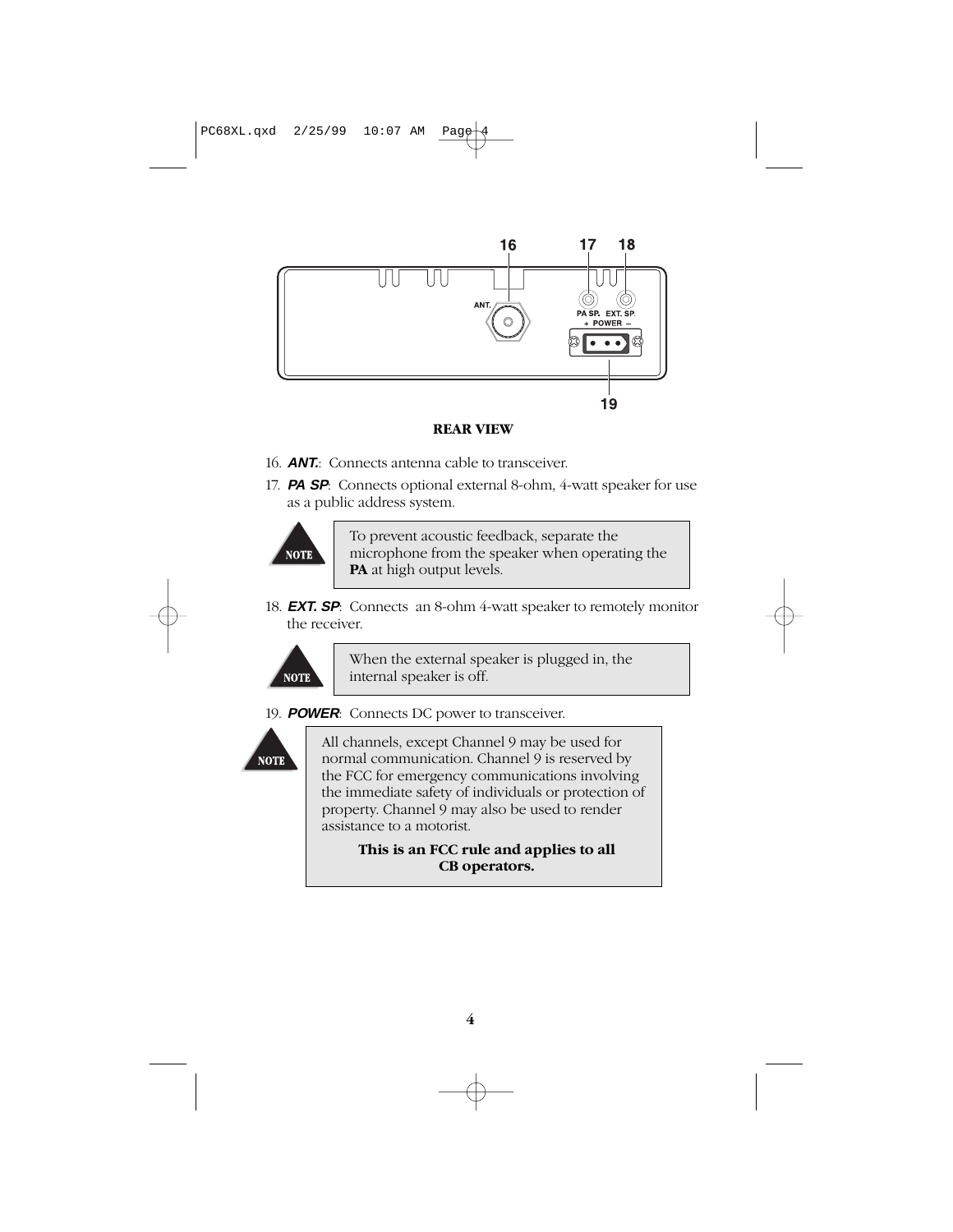**REAR VIEW**

16. ***ANT.***: Connects antenna cable to transceiver.
17. ***PA SP***: Connects optional external 8-ohm, 4-watt speaker for use as a public address system.

> **NOTE**
> To prevent acoustic feedback, separate the microphone from the speaker when operating the **PA** at high output levels.

18. ***EXT. SP***: Connects an 8-ohm 4-watt speaker to remotely monitor the receiver.

> **NOTE**
> When the external speaker is plugged in, the internal speaker is off.

19. ***POWER***: Connects DC power to transceiver.

> **NOTE**
> All channels, except Channel 9 may be used for normal communication. Channel 9 is reserved by the FCC for emergency communications involving the immediate safety of individuals or protection of property. Channel 9 may also be used to render assistance to a motorist.
>
> **This is an FCC rule and applies to all CB operators.**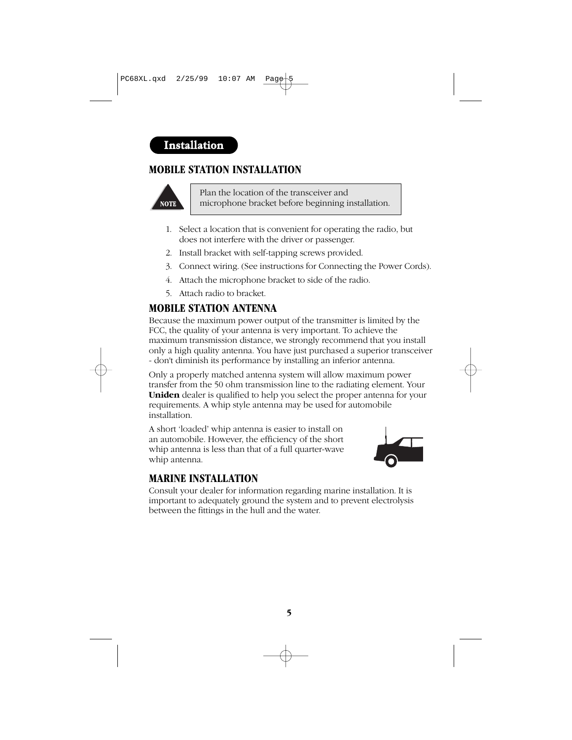## Installation

### MOBILE STATION INSTALLATION

**NOTE**

Plan the location of the transceiver and microphone bracket before beginning installation.

1. Select a location that is convenient for operating the radio, but does not interfere with the driver or passenger.
2. Install bracket with self-tapping screws provided.
3. Connect wiring. (See instructions for Connecting the Power Cords).
4. Attach the microphone bracket to side of the radio.
5. Attach radio to bracket.

### MOBILE STATION ANTENNA

Because the maximum power output of the transmitter is limited by the FCC, the quality of your antenna is very important. To achieve the maximum transmission distance, we strongly recommend that you install only a high quality antenna. You have just purchased a superior transceiver - don't diminish its performance by installing an inferior antenna.

Only a properly matched antenna system will allow maximum power transfer from the 50 ohm transmission line to the radiating element. Your **Uniden** dealer is qualified to help you select the proper antenna for your requirements. A whip style antenna may be used for automobile installation.

A short 'loaded' whip antenna is easier to install on an automobile. However, the efficiency of the short whip antenna is less than that of a full quarter-wave whip antenna.

### MARINE INSTALLATION

Consult your dealer for information regarding marine installation. It is important to adequately ground the system and to prevent electrolysis between the fittings in the hull and the water.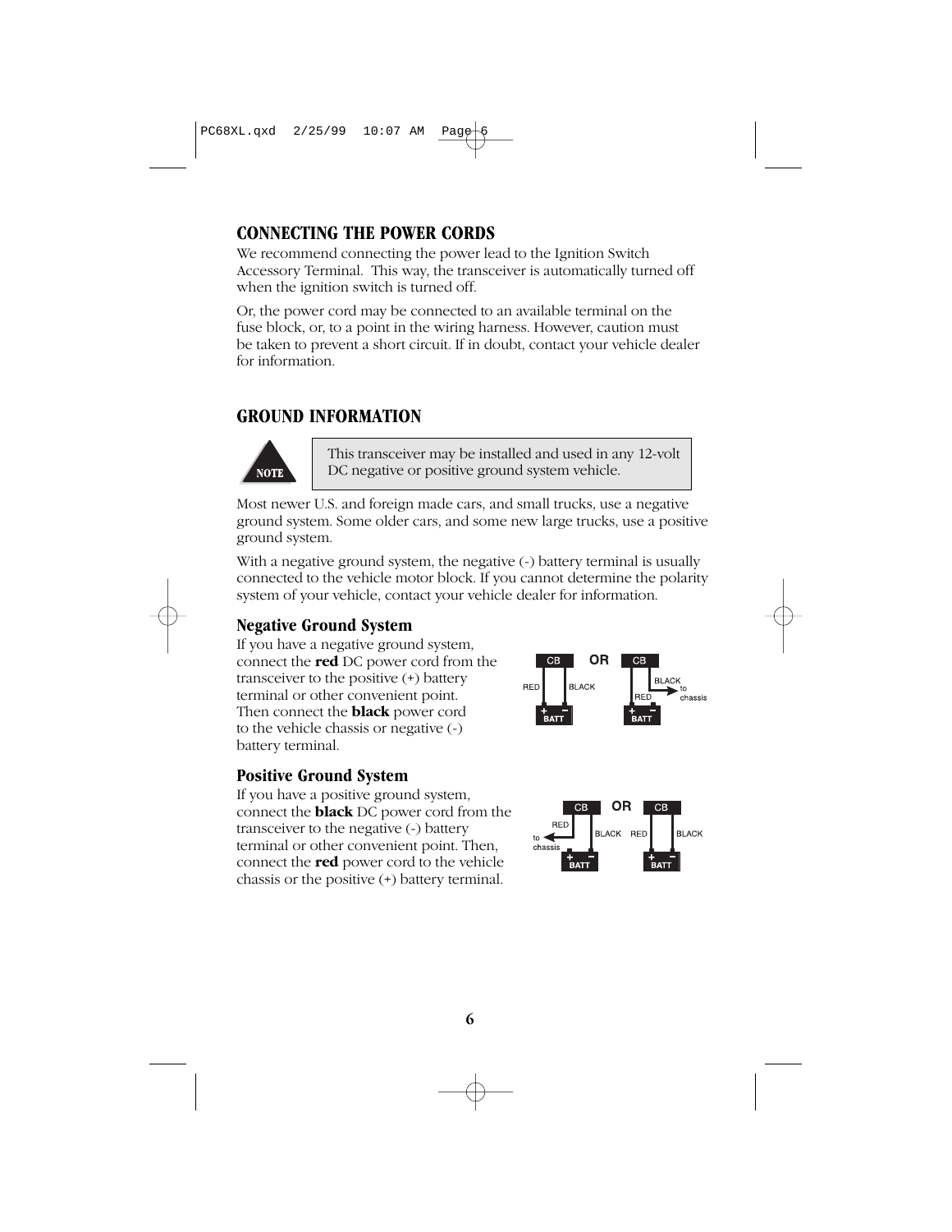## CONNECTING THE POWER CORDS

We recommend connecting the power lead to the Ignition Switch Accessory Terminal. This way, the transceiver is automatically turned off when the ignition switch is turned off.

Or, the power cord may be connected to an available terminal on the fuse block, or, to a point in the wiring harness. However, caution must be taken to prevent a short circuit. If in doubt, contact your vehicle dealer for information.

## GROUND INFORMATION

**NOTE**

> This transceiver may be installed and used in any 12-volt DC negative or positive ground system vehicle.

Most newer U.S. and foreign made cars, and small trucks, use a negative ground system. Some older cars, and some new large trucks, use a positive ground system.

With a negative ground system, the negative (-) battery terminal is usually connected to the vehicle motor block. If you cannot determine the polarity system of your vehicle, contact your vehicle dealer for information.

### Negative Ground System

If you have a negative ground system, connect the **red** DC power cord from the transceiver to the positive (+) battery terminal or other convenient point. Then connect the **black** power cord to the vehicle chassis or negative (-) battery terminal.

### Positive Ground System

If you have a positive ground system, connect the **black** DC power cord from the transceiver to the negative (-) battery terminal or other convenient point. Then, connect the **red** power cord to the vehicle chassis or the positive (+) battery terminal.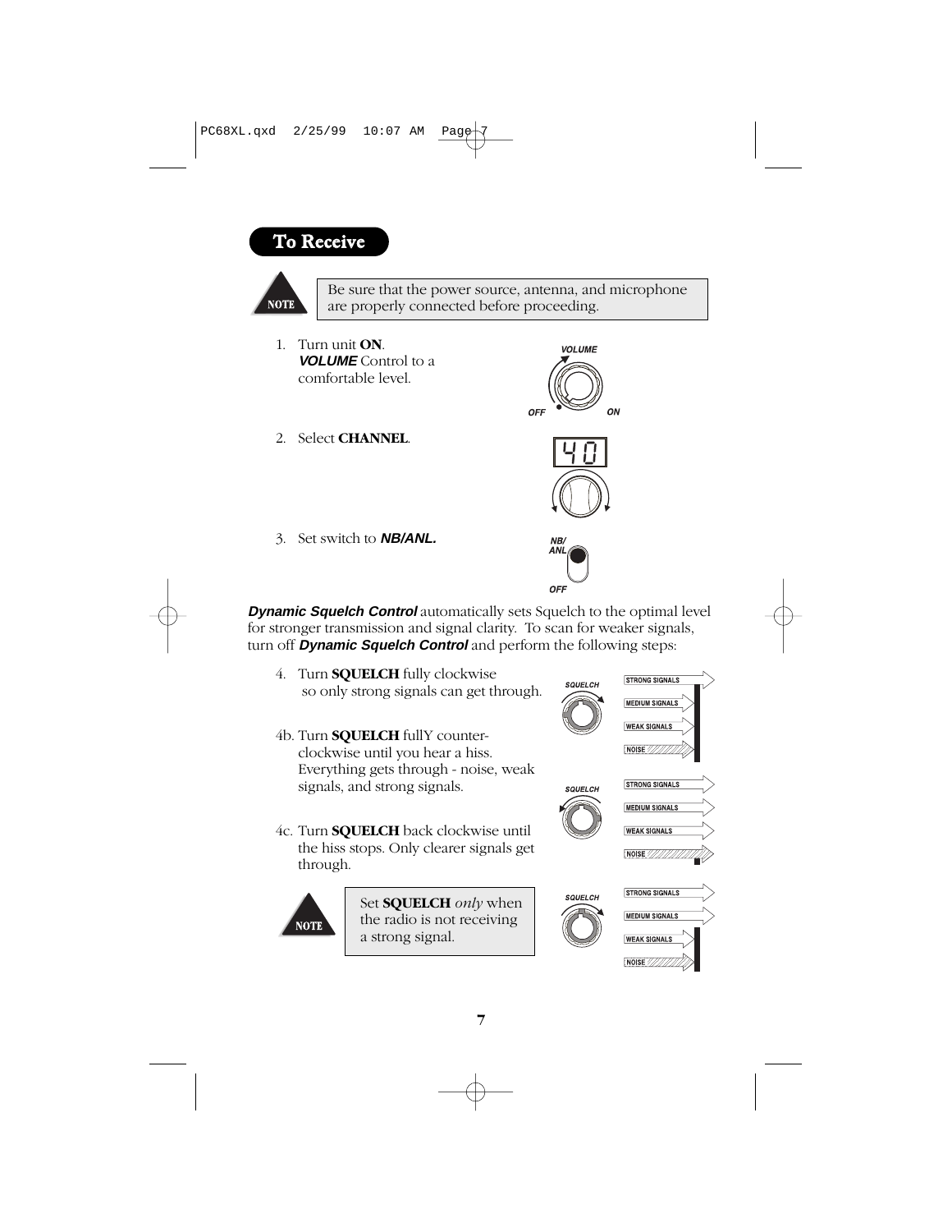## To Receive

**NOTE**

Be sure that the power source, antenna, and microphone are properly connected before proceeding.

1. Turn unit **ON**. ***VOLUME*** Control to a comfortable level.

2. Select **CHANNEL**.

3. Set switch to ***NB/ANL.***

***Dynamic Squelch Control*** automatically sets Squelch to the optimal level for stronger transmission and signal clarity. To scan for weaker signals, turn off ***Dynamic Squelch Control*** and perform the following steps:

4. Turn **SQUELCH** fully clockwise so only strong signals can get through.

4b. Turn **SQUELCH** fullY counter-clockwise until you hear a hiss. Everything gets through - noise, weak signals, and strong signals.

4c. Turn **SQUELCH** back clockwise until the hiss stops. Only clearer signals get through.

**NOTE**

Set **SQUELCH** *only* when the radio is not receiving a strong signal.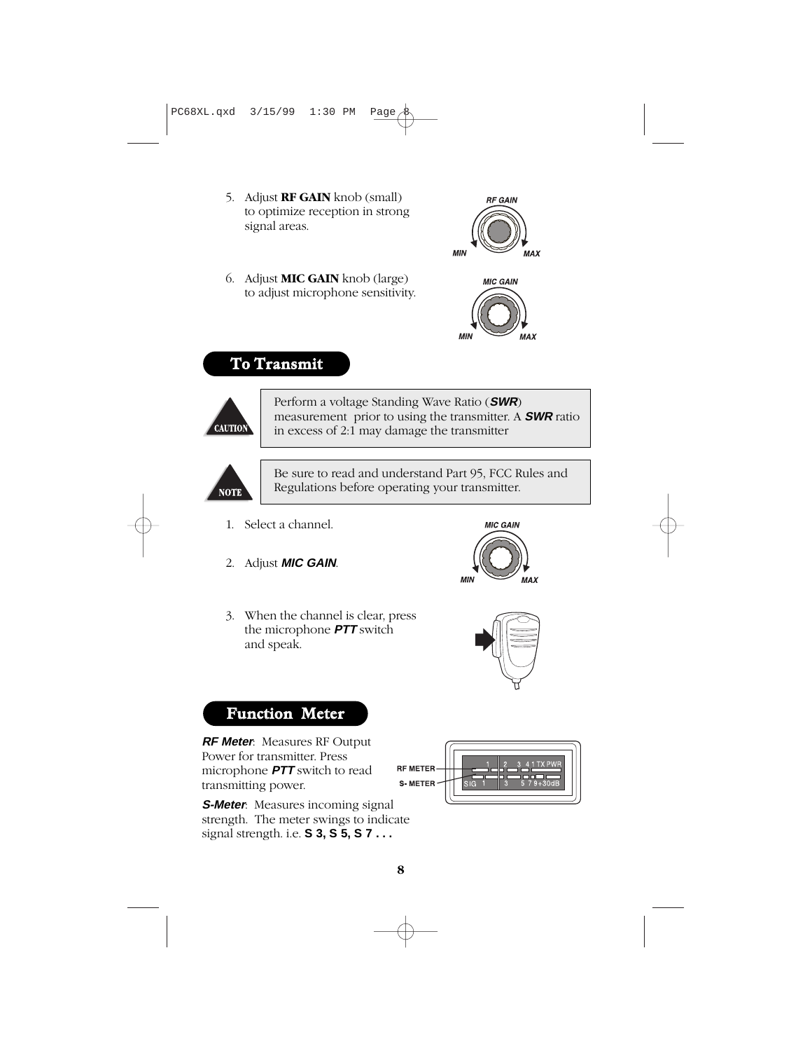5. Adjust **RF GAIN** knob (small) to optimize reception in strong signal areas.

6. Adjust **MIC GAIN** knob (large) to adjust microphone sensitivity.

## To Transmit

**CAUTION**

Perform a voltage Standing Wave Ratio (***SWR***) measurement prior to using the transmitter. A ***SWR*** ratio in excess of 2:1 may damage the transmitter

**NOTE**

Be sure to read and understand Part 95, FCC Rules and Regulations before operating your transmitter.

1. Select a channel.
2. Adjust ***MIC GAIN***.
3. When the channel is clear, press the microphone ***PTT*** switch and speak.

## Function Meter

***RF Meter***: Measures RF Output Power for transmitter. Press microphone ***PTT*** switch to read transmitting power.

***S-Meter***: Measures incoming signal strength. The meter swings to indicate signal strength. i.e. **S 3, S 5, S 7 . . .**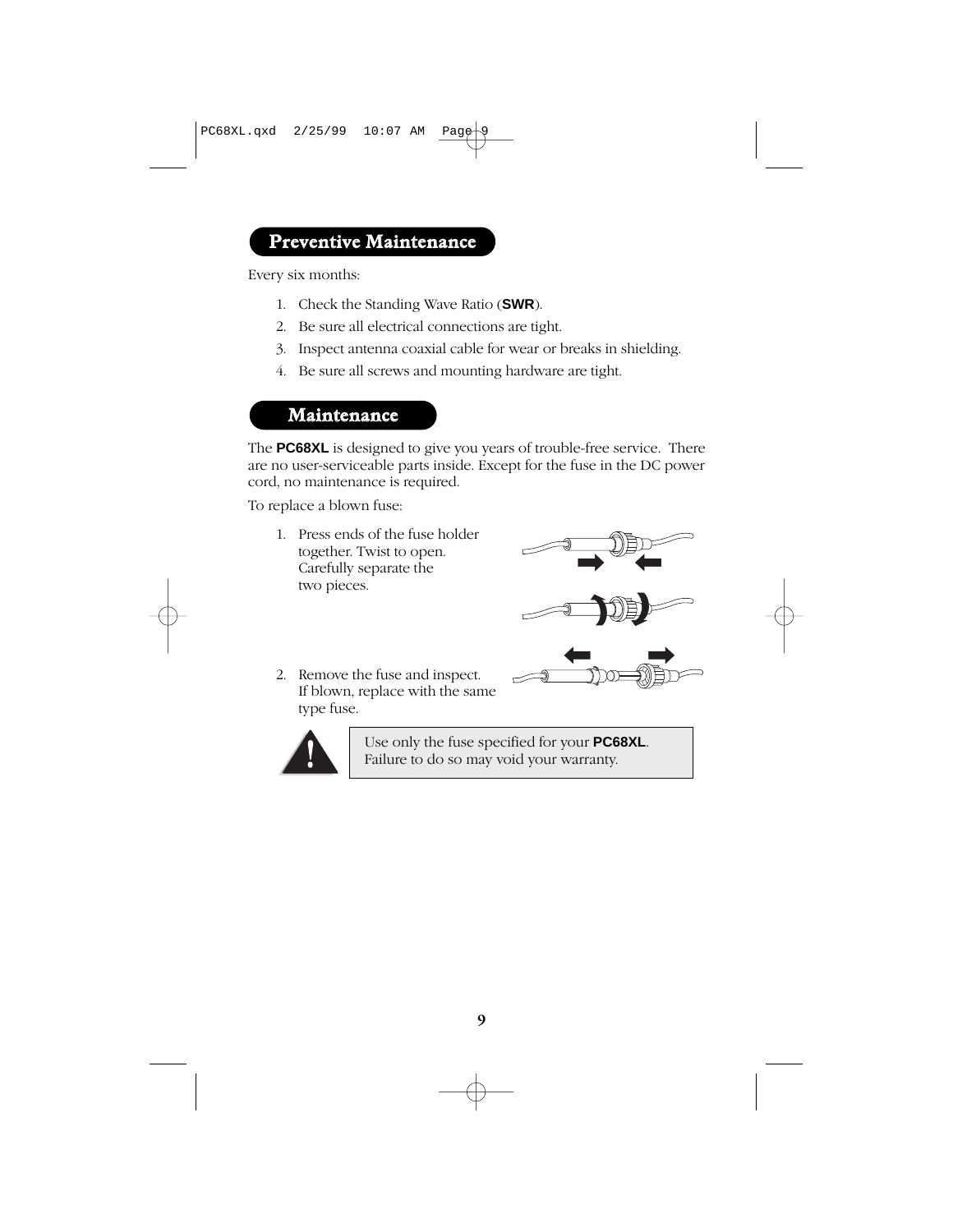## Preventive Maintenance

Every six months:

1. Check the Standing Wave Ratio (**SWR**).
2. Be sure all electrical connections are tight.
3. Inspect antenna coaxial cable for wear or breaks in shielding.
4. Be sure all screws and mounting hardware are tight.

## Maintenance

The **PC68XL** is designed to give you years of trouble-free service. There are no user-serviceable parts inside. Except for the fuse in the DC power cord, no maintenance is required.

To replace a blown fuse:

1. Press ends of the fuse holder together. Twist to open. Carefully separate the two pieces.
2. Remove the fuse and inspect. If blown, replace with the same type fuse.

> Use only the fuse specified for your **PC68XL**. Failure to do so may void your warranty.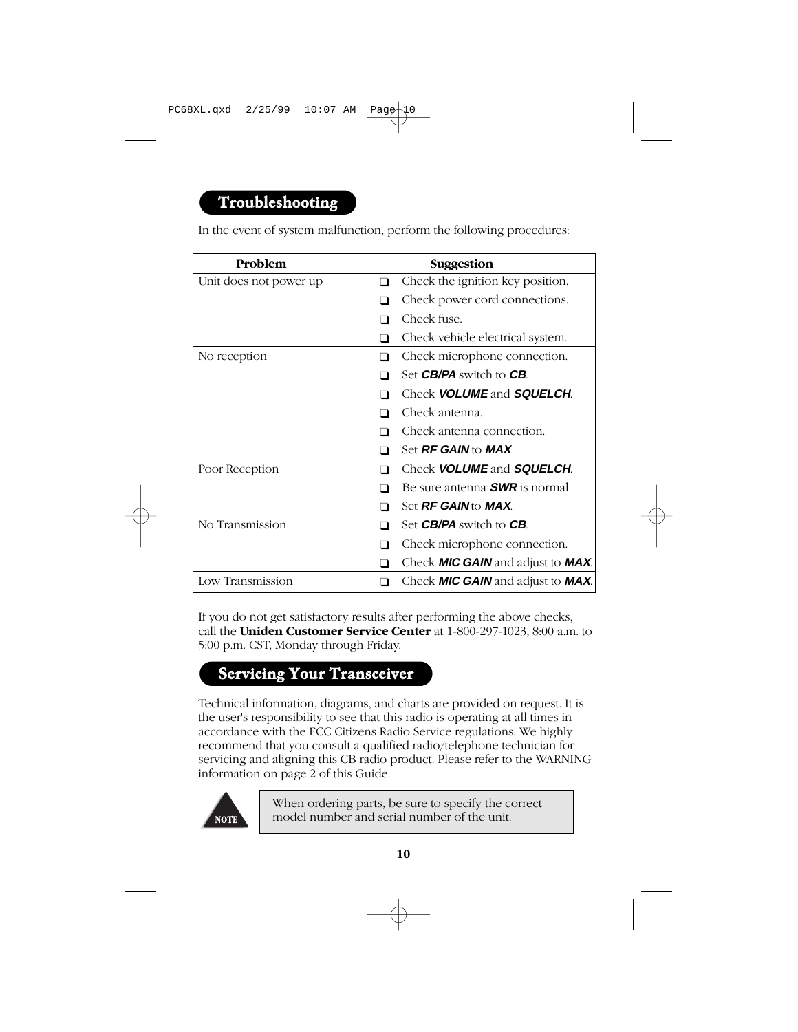## Troubleshooting

In the event of system malfunction, perform the following procedures:

| Problem | Suggestion |
|---|---|
| Unit does not power up | ❑ Check the ignition key position. |
| | ❑ Check power cord connections. |
| | ❑ Check fuse. |
| | ❑ Check vehicle electrical system. |
| No reception | ❑ Check microphone connection. |
| | ❑ Set ***CB/PA*** switch to ***CB***. |
| | ❑ Check ***VOLUME*** and ***SQUELCH***. |
| | ❑ Check antenna. |
| | ❑ Check antenna connection. |
| | ❑ Set ***RF GAIN*** to ***MAX*** |
| Poor Reception | ❑ Check ***VOLUME*** and ***SQUELCH***. |
| | ❑ Be sure antenna ***SWR*** is normal. |
| | ❑ Set ***RF GAIN*** to ***MAX***. |
| No Transmission | ❑ Set ***CB/PA*** switch to ***CB***. |
| | ❑ Check microphone connection. |
| | ❑ Check ***MIC GAIN*** and adjust to ***MAX***. |
| Low Transmission | ❑ Check ***MIC GAIN*** and adjust to ***MAX***. |

If you do not get satisfactory results after performing the above checks, call the **Uniden Customer Service Center** at 1-800-297-1023, 8:00 a.m. to 5:00 p.m. CST, Monday through Friday.

## Servicing Your Transceiver

Technical information, diagrams, and charts are provided on request. It is the user's responsibility to see that this radio is operating at all times in accordance with the FCC Citizens Radio Service regulations. We highly recommend that you consult a qualified radio/telephone technician for servicing and aligning this CB radio product. Please refer to the WARNING information on page 2 of this Guide.

**NOTE**

When ordering parts, be sure to specify the correct model number and serial number of the unit.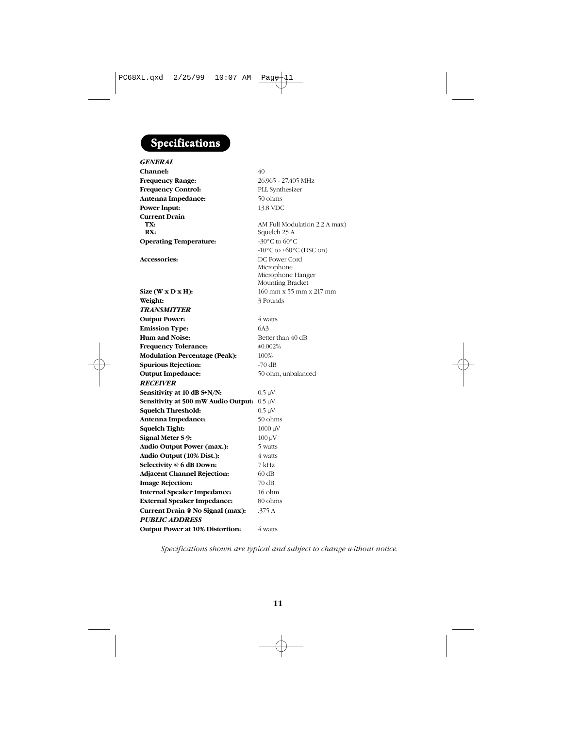# Specifications

| | |
|---|---|
| ***GENERAL*** | |
| **Channel:** | 40 |
| **Frequency Range:** | 26.965 - 27.405 MHz |
| **Frequency Control:** | PLL Synthesizer |
| **Antenna Impedance:** | 50 ohms |
| **Power Input:** | 13.8 VDC |
| **Current Drain** | |
| **TX:** | AM Full Modulation 2.2 A max) |
| **RX:** | Squelch 25 A |
| **Operating Temperature:** | -30°C to 60°C<br>-10°C to +60°C (DSC on) |
| **Accessories:** | DC Power Cord<br>Microphone<br>Microphone Hanger<br>Mounting Bracket |
| **Size (W x D x H):** | 160 mm x 55 mm x 217 mm |
| **Weight:** | 3 Pounds |
| ***TRANSMITTER*** | |
| **Output Power:** | 4 watts |
| **Emission Type:** | 6A3 |
| **Hum and Noise:** | Better than 40 dB |
| **Frequency Tolerance:** | ±0.002% |
| **Modulation Percentage (Peak):** | 100% |
| **Spurious Rejection:** | -70 dB |
| **Output Impedance:** | 50 ohm, unbalanced |
| ***RECEIVER*** | |
| **Sensitivity at 10 dB S+N/N:** | 0.5 μV |
| **Sensitivity at 500 mW Audio Output:** | 0.5 μV |
| **Squelch Threshold:** | 0.5 μV |
| **Antenna Impedance:** | 50 ohms |
| **Squelch Tight:** | 1000 μV |
| **Signal Meter S-9:** | 100 μV |
| **Audio Output Power (max.):** | 5 watts |
| **Audio Output (10% Dist.):** | 4 watts |
| **Selectivity @ 6 dB Down:** | 7 kHz |
| **Adjacent Channel Rejection:** | 60 dB |
| **Image Rejection:** | 70 dB |
| **Internal Speaker Impedance:** | 16 ohm |
| **External Speaker Impedance:** | 80 ohms |
| **Current Drain @ No Signal (max):** | .375 A |
| ***PUBLIC ADDRESS*** | |
| **Output Power at 10% Distortion:** | 4 watts |

*Specifications shown are typical and subject to change without notice.*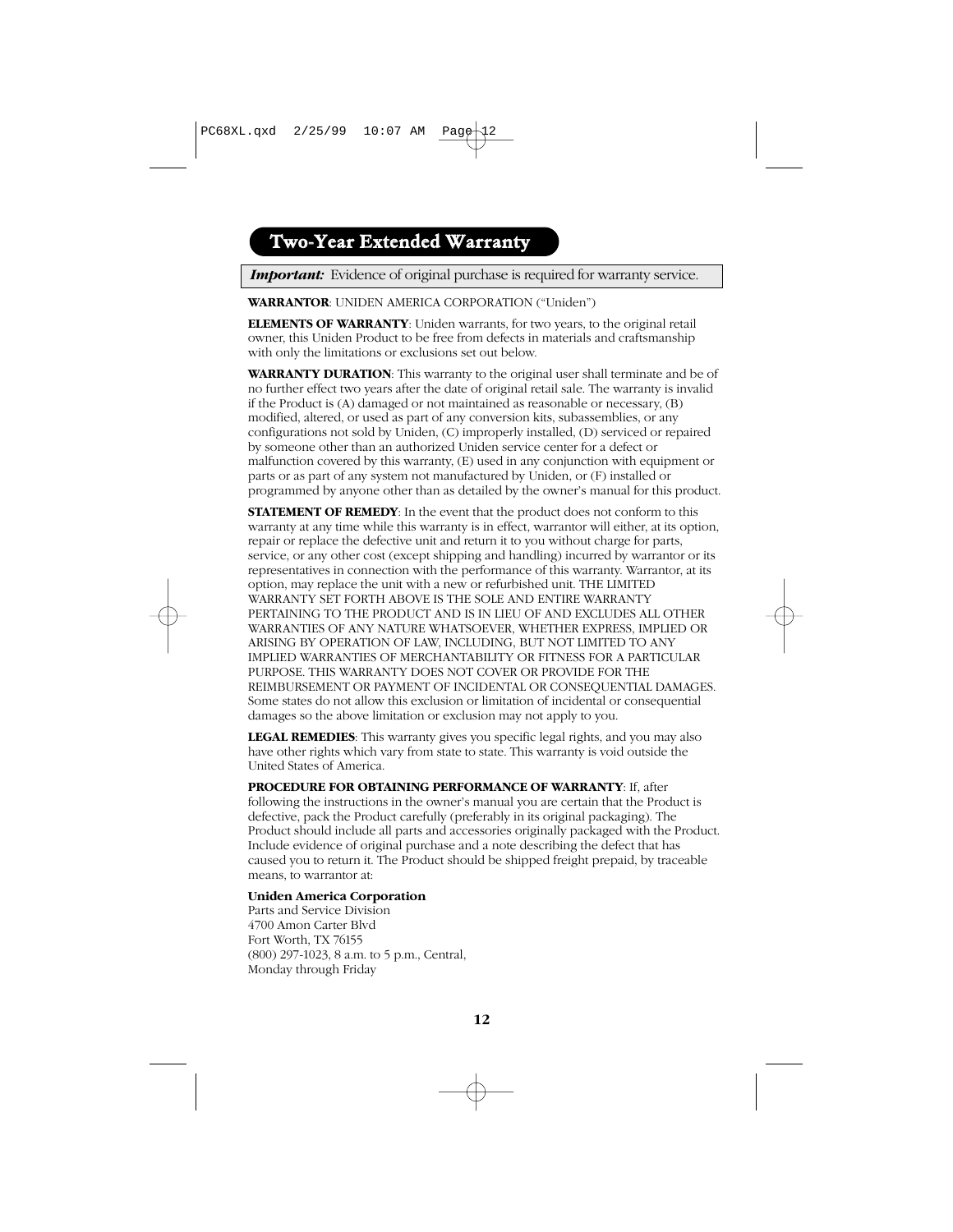## Two-Year Extended Warranty

***Important:*** Evidence of original purchase is required for warranty service.

**WARRANTOR**: UNIDEN AMERICA CORPORATION ("Uniden")

**ELEMENTS OF WARRANTY**: Uniden warrants, for two years, to the original retail owner, this Uniden Product to be free from defects in materials and craftsmanship with only the limitations or exclusions set out below.

**WARRANTY DURATION**: This warranty to the original user shall terminate and be of no further effect two years after the date of original retail sale. The warranty is invalid if the Product is (A) damaged or not maintained as reasonable or necessary, (B) modified, altered, or used as part of any conversion kits, subassemblies, or any configurations not sold by Uniden, (C) improperly installed, (D) serviced or repaired by someone other than an authorized Uniden service center for a defect or malfunction covered by this warranty, (E) used in any conjunction with equipment or parts or as part of any system not manufactured by Uniden, or (F) installed or programmed by anyone other than as detailed by the owner's manual for this product.

**STATEMENT OF REMEDY**: In the event that the product does not conform to this warranty at any time while this warranty is in effect, warrantor will either, at its option, repair or replace the defective unit and return it to you without charge for parts, service, or any other cost (except shipping and handling) incurred by warrantor or its representatives in connection with the performance of this warranty. Warrantor, at its option, may replace the unit with a new or refurbished unit. THE LIMITED WARRANTY SET FORTH ABOVE IS THE SOLE AND ENTIRE WARRANTY PERTAINING TO THE PRODUCT AND IS IN LIEU OF AND EXCLUDES ALL OTHER WARRANTIES OF ANY NATURE WHATSOEVER, WHETHER EXPRESS, IMPLIED OR ARISING BY OPERATION OF LAW, INCLUDING, BUT NOT LIMITED TO ANY IMPLIED WARRANTIES OF MERCHANTABILITY OR FITNESS FOR A PARTICULAR PURPOSE. THIS WARRANTY DOES NOT COVER OR PROVIDE FOR THE REIMBURSEMENT OR PAYMENT OF INCIDENTAL OR CONSEQUENTIAL DAMAGES. Some states do not allow this exclusion or limitation of incidental or consequential damages so the above limitation or exclusion may not apply to you.

**LEGAL REMEDIES**: This warranty gives you specific legal rights, and you may also have other rights which vary from state to state. This warranty is void outside the United States of America.

**PROCEDURE FOR OBTAINING PERFORMANCE OF WARRANTY**: If, after following the instructions in the owner's manual you are certain that the Product is defective, pack the Product carefully (preferably in its original packaging). The Product should include all parts and accessories originally packaged with the Product. Include evidence of original purchase and a note describing the defect that has caused you to return it. The Product should be shipped freight prepaid, by traceable means, to warrantor at:

**Uniden America Corporation**
Parts and Service Division
4700 Amon Carter Blvd
Fort Worth, TX 76155
(800) 297-1023, 8 a.m. to 5 p.m., Central,
Monday through Friday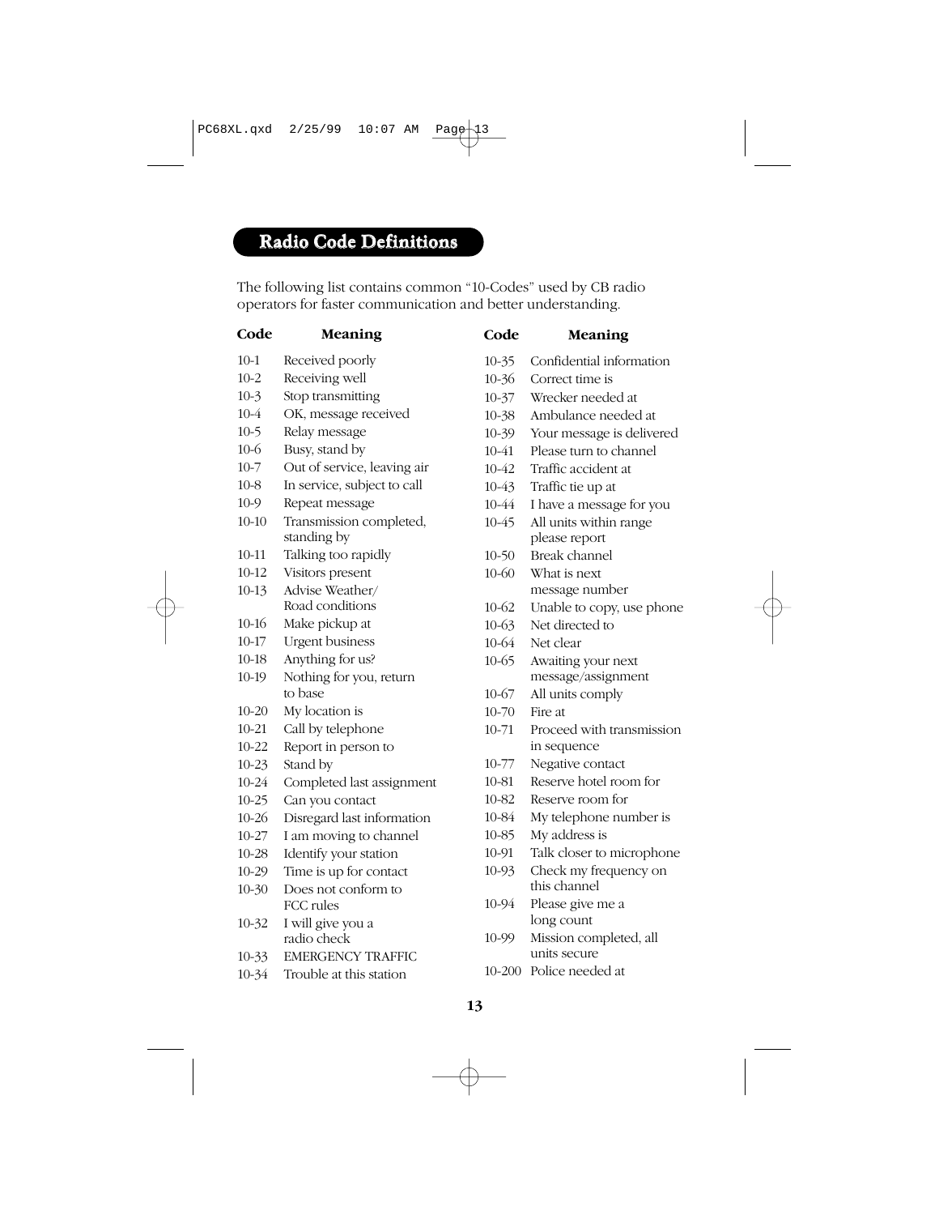## Radio Code Definitions

The following list contains common "10-Codes" used by CB radio operators for faster communication and better understanding.

| Code | Meaning |
|---|---|
| 10-1 | Received poorly |
| 10-2 | Receiving well |
| 10-3 | Stop transmitting |
| 10-4 | OK, message received |
| 10-5 | Relay message |
| 10-6 | Busy, stand by |
| 10-7 | Out of service, leaving air |
| 10-8 | In service, subject to call |
| 10-9 | Repeat message |
| 10-10 | Transmission completed, standing by |
| 10-11 | Talking too rapidly |
| 10-12 | Visitors present |
| 10-13 | Advise Weather/ Road conditions |
| 10-16 | Make pickup at |
| 10-17 | Urgent business |
| 10-18 | Anything for us? |
| 10-19 | Nothing for you, return to base |
| 10-20 | My location is |
| 10-21 | Call by telephone |
| 10-22 | Report in person to |
| 10-23 | Stand by |
| 10-24 | Completed last assignment |
| 10-25 | Can you contact |
| 10-26 | Disregard last information |
| 10-27 | I am moving to channel |
| 10-28 | Identify your station |
| 10-29 | Time is up for contact |
| 10-30 | Does not conform to FCC rules |
| 10-32 | I will give you a radio check |
| 10-33 | EMERGENCY TRAFFIC |
| 10-34 | Trouble at this station |
| 10-35 | Confidential information |
| 10-36 | Correct time is |
| 10-37 | Wrecker needed at |
| 10-38 | Ambulance needed at |
| 10-39 | Your message is delivered |
| 10-41 | Please turn to channel |
| 10-42 | Traffic accident at |
| 10-43 | Traffic tie up at |
| 10-44 | I have a message for you |
| 10-45 | All units within range please report |
| 10-50 | Break channel |
| 10-60 | What is next message number |
| 10-62 | Unable to copy, use phone |
| 10-63 | Net directed to |
| 10-64 | Net clear |
| 10-65 | Awaiting your next message/assignment |
| 10-67 | All units comply |
| 10-70 | Fire at |
| 10-71 | Proceed with transmission in sequence |
| 10-77 | Negative contact |
| 10-81 | Reserve hotel room for |
| 10-82 | Reserve room for |
| 10-84 | My telephone number is |
| 10-85 | My address is |
| 10-91 | Talk closer to microphone |
| 10-93 | Check my frequency on this channel |
| 10-94 | Please give me a long count |
| 10-99 | Mission completed, all units secure |
| 10-200 | Police needed at |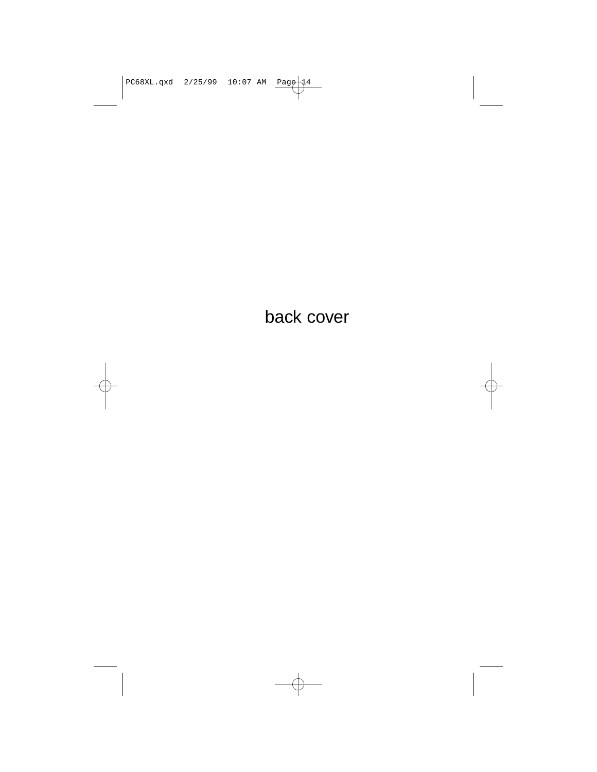back cover